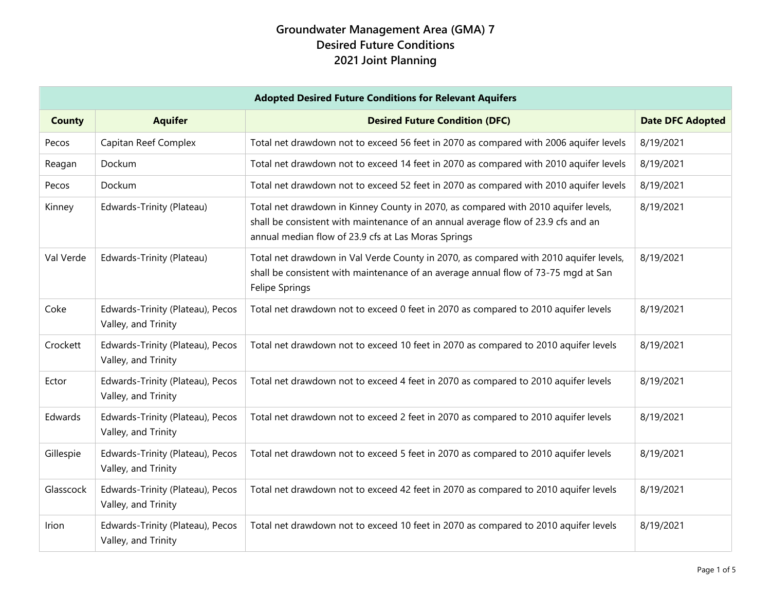# Groundwater Management Area (GMA) 7
## Desired Future Conditions
## 2021 Joint Planning

| Adopted Desired Future Conditions for Relevant Aquifers | | | |
|---|---|---|---|
| **County** | **Aquifer** | **Desired Future Condition (DFC)** | **Date DFC Adopted** |
| Pecos | Capitan Reef Complex | Total net drawdown not to exceed 56 feet in 2070 as compared with 2006 aquifer levels | 8/19/2021 |
| Reagan | Dockum | Total net drawdown not to exceed 14 feet in 2070 as compared with 2010 aquifer levels | 8/19/2021 |
| Pecos | Dockum | Total net drawdown not to exceed 52 feet in 2070 as compared with 2010 aquifer levels | 8/19/2021 |
| Kinney | Edwards-Trinity (Plateau) | Total net drawdown in Kinney County in 2070, as compared with 2010 aquifer levels, shall be consistent with maintenance of an annual average flow of 23.9 cfs and an annual median flow of 23.9 cfs at Las Moras Springs | 8/19/2021 |
| Val Verde | Edwards-Trinity (Plateau) | Total net drawdown in Val Verde County in 2070, as compared with 2010 aquifer levels, shall be consistent with maintenance of an average annual flow of 73-75 mgd at San Felipe Springs | 8/19/2021 |
| Coke | Edwards-Trinity (Plateau), Pecos Valley, and Trinity | Total net drawdown not to exceed 0 feet in 2070 as compared to 2010 aquifer levels | 8/19/2021 |
| Crockett | Edwards-Trinity (Plateau), Pecos Valley, and Trinity | Total net drawdown not to exceed 10 feet in 2070 as compared to 2010 aquifer levels | 8/19/2021 |
| Ector | Edwards-Trinity (Plateau), Pecos Valley, and Trinity | Total net drawdown not to exceed 4 feet in 2070 as compared to 2010 aquifer levels | 8/19/2021 |
| Edwards | Edwards-Trinity (Plateau), Pecos Valley, and Trinity | Total net drawdown not to exceed 2 feet in 2070 as compared to 2010 aquifer levels | 8/19/2021 |
| Gillespie | Edwards-Trinity (Plateau), Pecos Valley, and Trinity | Total net drawdown not to exceed 5 feet in 2070 as compared to 2010 aquifer levels | 8/19/2021 |
| Glasscock | Edwards-Trinity (Plateau), Pecos Valley, and Trinity | Total net drawdown not to exceed 42 feet in 2070 as compared to 2010 aquifer levels | 8/19/2021 |
| Irion | Edwards-Trinity (Plateau), Pecos Valley, and Trinity | Total net drawdown not to exceed 10 feet in 2070 as compared to 2010 aquifer levels | 8/19/2021 |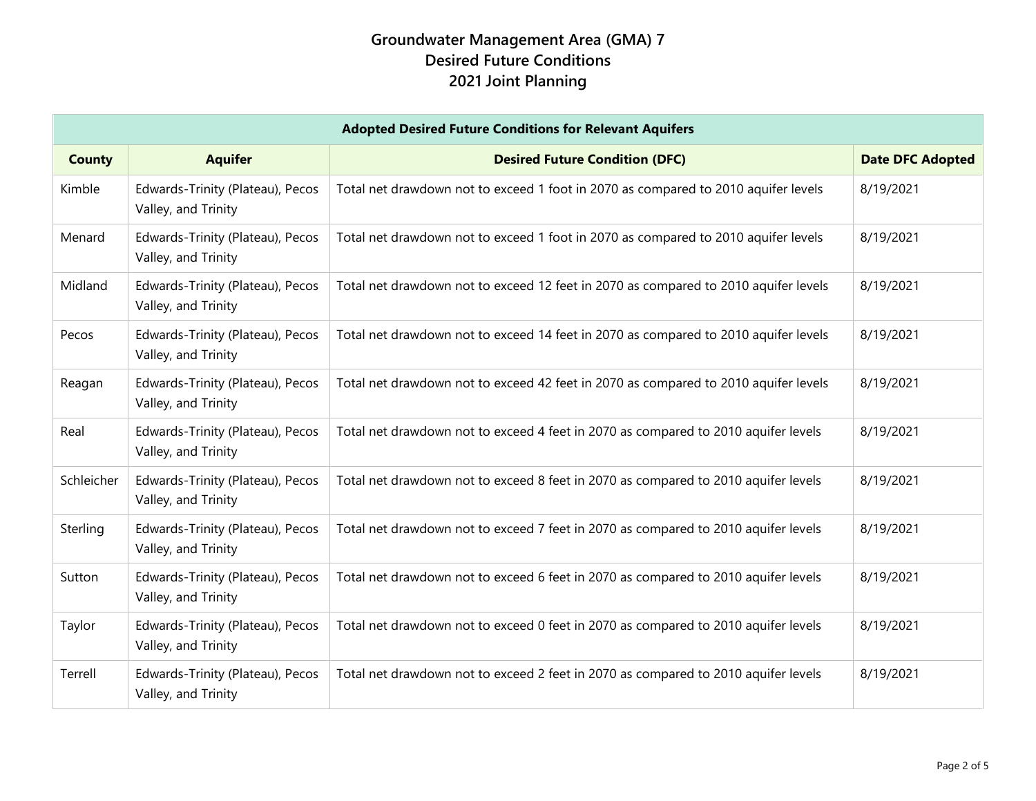# Groundwater Management Area (GMA) 7
# Desired Future Conditions
# 2021 Joint Planning

| Adopted Desired Future Conditions for Relevant Aquifers | | | |
|---|---|---|---|
| **County** | **Aquifer** | **Desired Future Condition (DFC)** | **Date DFC Adopted** |
| Kimble | Edwards-Trinity (Plateau), Pecos Valley, and Trinity | Total net drawdown not to exceed 1 foot in 2070 as compared to 2010 aquifer levels | 8/19/2021 |
| Menard | Edwards-Trinity (Plateau), Pecos Valley, and Trinity | Total net drawdown not to exceed 1 foot in 2070 as compared to 2010 aquifer levels | 8/19/2021 |
| Midland | Edwards-Trinity (Plateau), Pecos Valley, and Trinity | Total net drawdown not to exceed 12 feet in 2070 as compared to 2010 aquifer levels | 8/19/2021 |
| Pecos | Edwards-Trinity (Plateau), Pecos Valley, and Trinity | Total net drawdown not to exceed 14 feet in 2070 as compared to 2010 aquifer levels | 8/19/2021 |
| Reagan | Edwards-Trinity (Plateau), Pecos Valley, and Trinity | Total net drawdown not to exceed 42 feet in 2070 as compared to 2010 aquifer levels | 8/19/2021 |
| Real | Edwards-Trinity (Plateau), Pecos Valley, and Trinity | Total net drawdown not to exceed 4 feet in 2070 as compared to 2010 aquifer levels | 8/19/2021 |
| Schleicher | Edwards-Trinity (Plateau), Pecos Valley, and Trinity | Total net drawdown not to exceed 8 feet in 2070 as compared to 2010 aquifer levels | 8/19/2021 |
| Sterling | Edwards-Trinity (Plateau), Pecos Valley, and Trinity | Total net drawdown not to exceed 7 feet in 2070 as compared to 2010 aquifer levels | 8/19/2021 |
| Sutton | Edwards-Trinity (Plateau), Pecos Valley, and Trinity | Total net drawdown not to exceed 6 feet in 2070 as compared to 2010 aquifer levels | 8/19/2021 |
| Taylor | Edwards-Trinity (Plateau), Pecos Valley, and Trinity | Total net drawdown not to exceed 0 feet in 2070 as compared to 2010 aquifer levels | 8/19/2021 |
| Terrell | Edwards-Trinity (Plateau), Pecos Valley, and Trinity | Total net drawdown not to exceed 2 feet in 2070 as compared to 2010 aquifer levels | 8/19/2021 |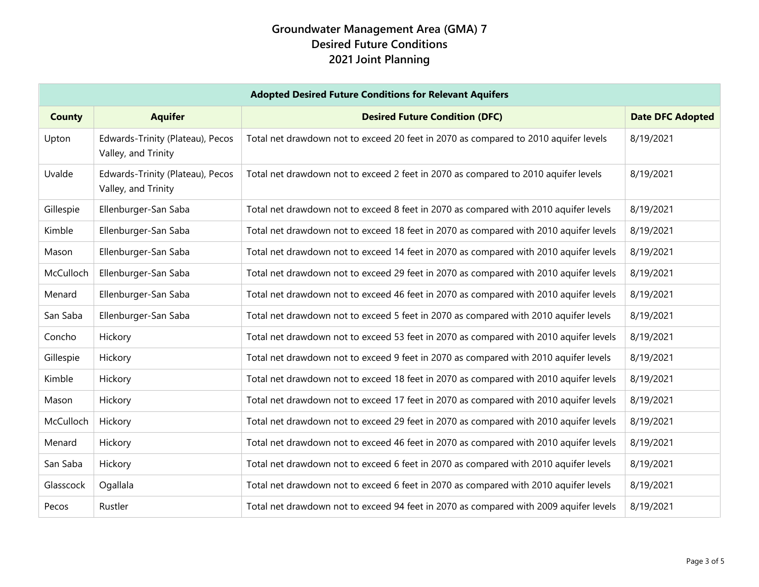# Groundwater Management Area (GMA) 7
## Desired Future Conditions
## 2021 Joint Planning

| Adopted Desired Future Conditions for Relevant Aquifers | | | |
|---|---|---|---|
| **County** | **Aquifer** | **Desired Future Condition (DFC)** | **Date DFC Adopted** |
| Upton | Edwards-Trinity (Plateau), Pecos Valley, and Trinity | Total net drawdown not to exceed 20 feet in 2070 as compared to 2010 aquifer levels | 8/19/2021 |
| Uvalde | Edwards-Trinity (Plateau), Pecos Valley, and Trinity | Total net drawdown not to exceed 2 feet in 2070 as compared to 2010 aquifer levels | 8/19/2021 |
| Gillespie | Ellenburger-San Saba | Total net drawdown not to exceed 8 feet in 2070 as compared with 2010 aquifer levels | 8/19/2021 |
| Kimble | Ellenburger-San Saba | Total net drawdown not to exceed 18 feet in 2070 as compared with 2010 aquifer levels | 8/19/2021 |
| Mason | Ellenburger-San Saba | Total net drawdown not to exceed 14 feet in 2070 as compared with 2010 aquifer levels | 8/19/2021 |
| McCulloch | Ellenburger-San Saba | Total net drawdown not to exceed 29 feet in 2070 as compared with 2010 aquifer levels | 8/19/2021 |
| Menard | Ellenburger-San Saba | Total net drawdown not to exceed 46 feet in 2070 as compared with 2010 aquifer levels | 8/19/2021 |
| San Saba | Ellenburger-San Saba | Total net drawdown not to exceed 5 feet in 2070 as compared with 2010 aquifer levels | 8/19/2021 |
| Concho | Hickory | Total net drawdown not to exceed 53 feet in 2070 as compared with 2010 aquifer levels | 8/19/2021 |
| Gillespie | Hickory | Total net drawdown not to exceed 9 feet in 2070 as compared with 2010 aquifer levels | 8/19/2021 |
| Kimble | Hickory | Total net drawdown not to exceed 18 feet in 2070 as compared with 2010 aquifer levels | 8/19/2021 |
| Mason | Hickory | Total net drawdown not to exceed 17 feet in 2070 as compared with 2010 aquifer levels | 8/19/2021 |
| McCulloch | Hickory | Total net drawdown not to exceed 29 feet in 2070 as compared with 2010 aquifer levels | 8/19/2021 |
| Menard | Hickory | Total net drawdown not to exceed 46 feet in 2070 as compared with 2010 aquifer levels | 8/19/2021 |
| San Saba | Hickory | Total net drawdown not to exceed 6 feet in 2070 as compared with 2010 aquifer levels | 8/19/2021 |
| Glasscock | Ogallala | Total net drawdown not to exceed 6 feet in 2070 as compared with 2010 aquifer levels | 8/19/2021 |
| Pecos | Rustler | Total net drawdown not to exceed 94 feet in 2070 as compared with 2009 aquifer levels | 8/19/2021 |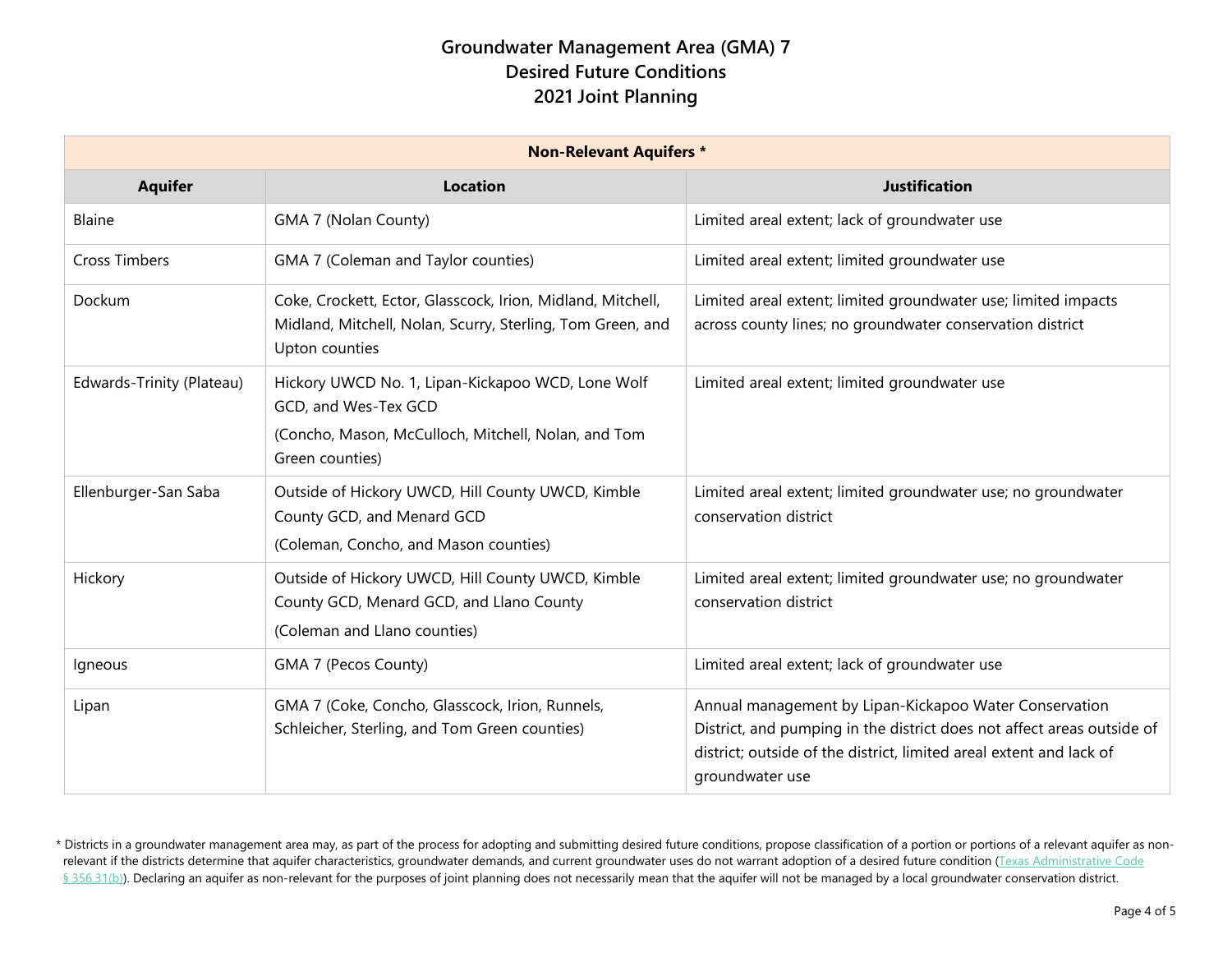# Groundwater Management Area (GMA) 7
# Desired Future Conditions
# 2021 Joint Planning

| Non-Relevant Aquifers * | | |
|---|---|---|
| **Aquifer** | **Location** | **Justification** |
| Blaine | GMA 7 (Nolan County) | Limited areal extent; lack of groundwater use |
| Cross Timbers | GMA 7 (Coleman and Taylor counties) | Limited areal extent; limited groundwater use |
| Dockum | Coke, Crockett, Ector, Glasscock, Irion, Midland, Mitchell, Midland, Mitchell, Nolan, Scurry, Sterling, Tom Green, and Upton counties | Limited areal extent; limited groundwater use; limited impacts across county lines; no groundwater conservation district |
| Edwards-Trinity (Plateau) | Hickory UWCD No. 1, Lipan-Kickapoo WCD, Lone Wolf GCD, and Wes-Tex GCD (Concho, Mason, McCulloch, Mitchell, Nolan, and Tom Green counties) | Limited areal extent; limited groundwater use |
| Ellenburger-San Saba | Outside of Hickory UWCD, Hill County UWCD, Kimble County GCD, and Menard GCD (Coleman, Concho, and Mason counties) | Limited areal extent; limited groundwater use; no groundwater conservation district |
| Hickory | Outside of Hickory UWCD, Hill County UWCD, Kimble County GCD, Menard GCD, and Llano County (Coleman and Llano counties) | Limited areal extent; limited groundwater use; no groundwater conservation district |
| Igneous | GMA 7 (Pecos County) | Limited areal extent; lack of groundwater use |
| Lipan | GMA 7 (Coke, Concho, Glasscock, Irion, Runnels, Schleicher, Sterling, and Tom Green counties) | Annual management by Lipan-Kickapoo Water Conservation District, and pumping in the district does not affect areas outside of district; outside of the district, limited areal extent and lack of groundwater use |

* Districts in a groundwater management area may, as part of the process for adopting and submitting desired future conditions, propose classification of a portion or portions of a relevant aquifer as non-relevant if the districts determine that aquifer characteristics, groundwater demands, and current groundwater uses do not warrant adoption of a desired future condition (Texas Administrative Code § 356.31(b)). Declaring an aquifer as non-relevant for the purposes of joint planning does not necessarily mean that the aquifer will not be managed by a local groundwater conservation district.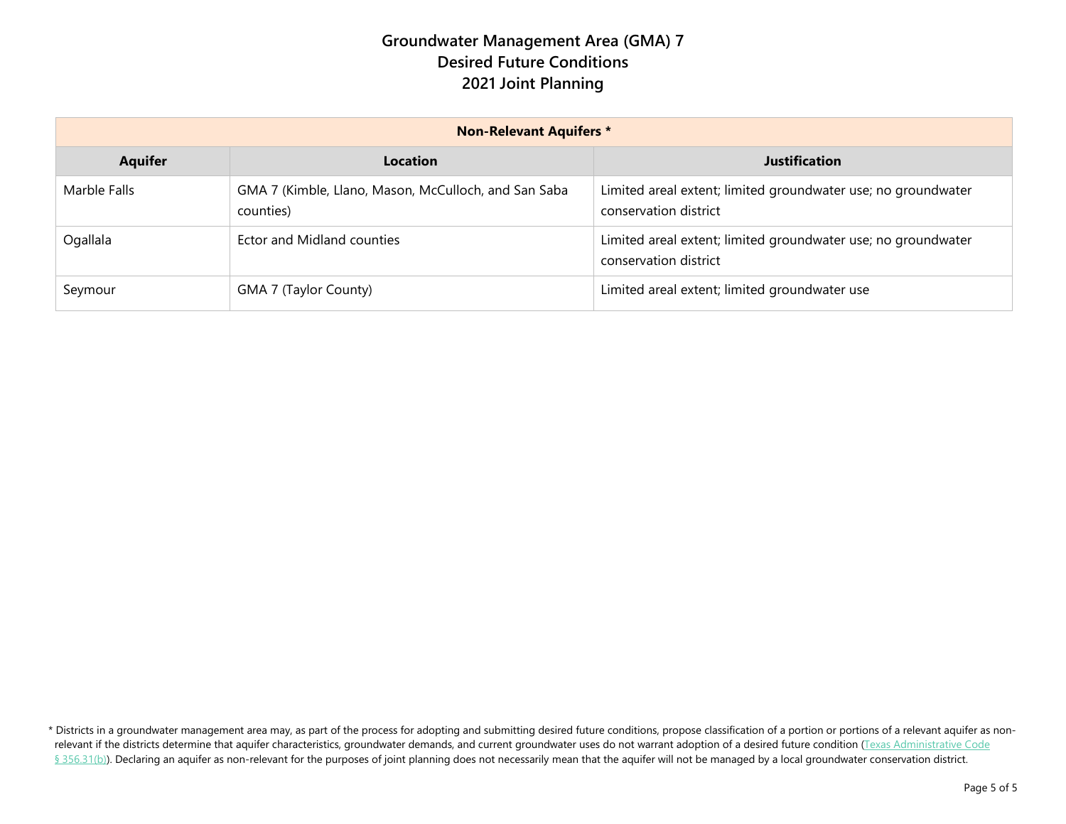# Groundwater Management Area (GMA) 7
# Desired Future Conditions
# 2021 Joint Planning

| Non-Relevant Aquifers * | | |
|---|---|---|
| **Aquifer** | **Location** | **Justification** |
| Marble Falls | GMA 7 (Kimble, Llano, Mason, McCulloch, and San Saba counties) | Limited areal extent; limited groundwater use; no groundwater conservation district |
| Ogallala | Ector and Midland counties | Limited areal extent; limited groundwater use; no groundwater conservation district |
| Seymour | GMA 7 (Taylor County) | Limited areal extent; limited groundwater use |

\* Districts in a groundwater management area may, as part of the process for adopting and submitting desired future conditions, propose classification of a portion or portions of a relevant aquifer as non-relevant if the districts determine that aquifer characteristics, groundwater demands, and current groundwater uses do not warrant adoption of a desired future condition (Texas Administrative Code § 356.31(b)). Declaring an aquifer as non-relevant for the purposes of joint planning does not necessarily mean that the aquifer will not be managed by a local groundwater conservation district.